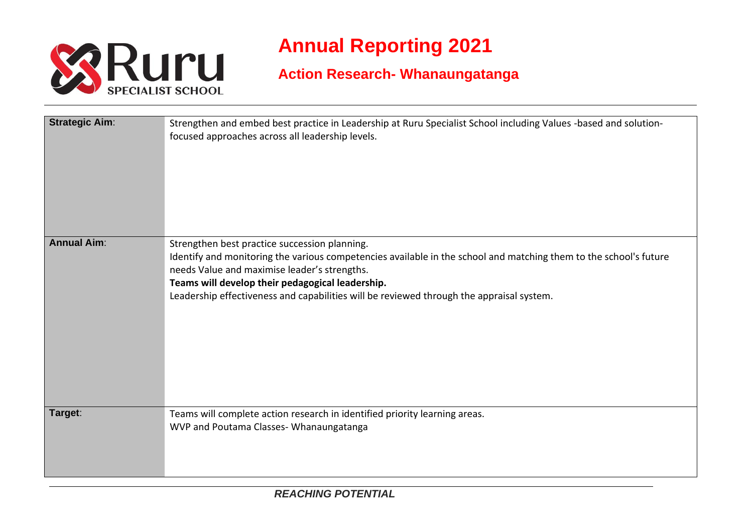Ruru SPECIALIST SCHOOL

# Annual Reporting 2021

## Action Research- Whanaungatanga

| | |
|---|---|
| **Strategic Aim**: | Strengthen and embed best practice in Leadership at Ruru Specialist School including Values -based and solution-focused approaches across all leadership levels. |
| **Annual Aim**: | Strengthen best practice succession planning.<br>Identify and monitoring the various competencies available in the school and matching them to the school's future needs Value and maximise leader's strengths.<br>**Teams will develop their pedagogical leadership.**<br>Leadership effectiveness and capabilities will be reviewed through the appraisal system. |
| **Target**: | Teams will complete action research in identified priority learning areas.<br>WVP and Poutama Classes- Whanaungatanga |

*REACHING POTENTIAL*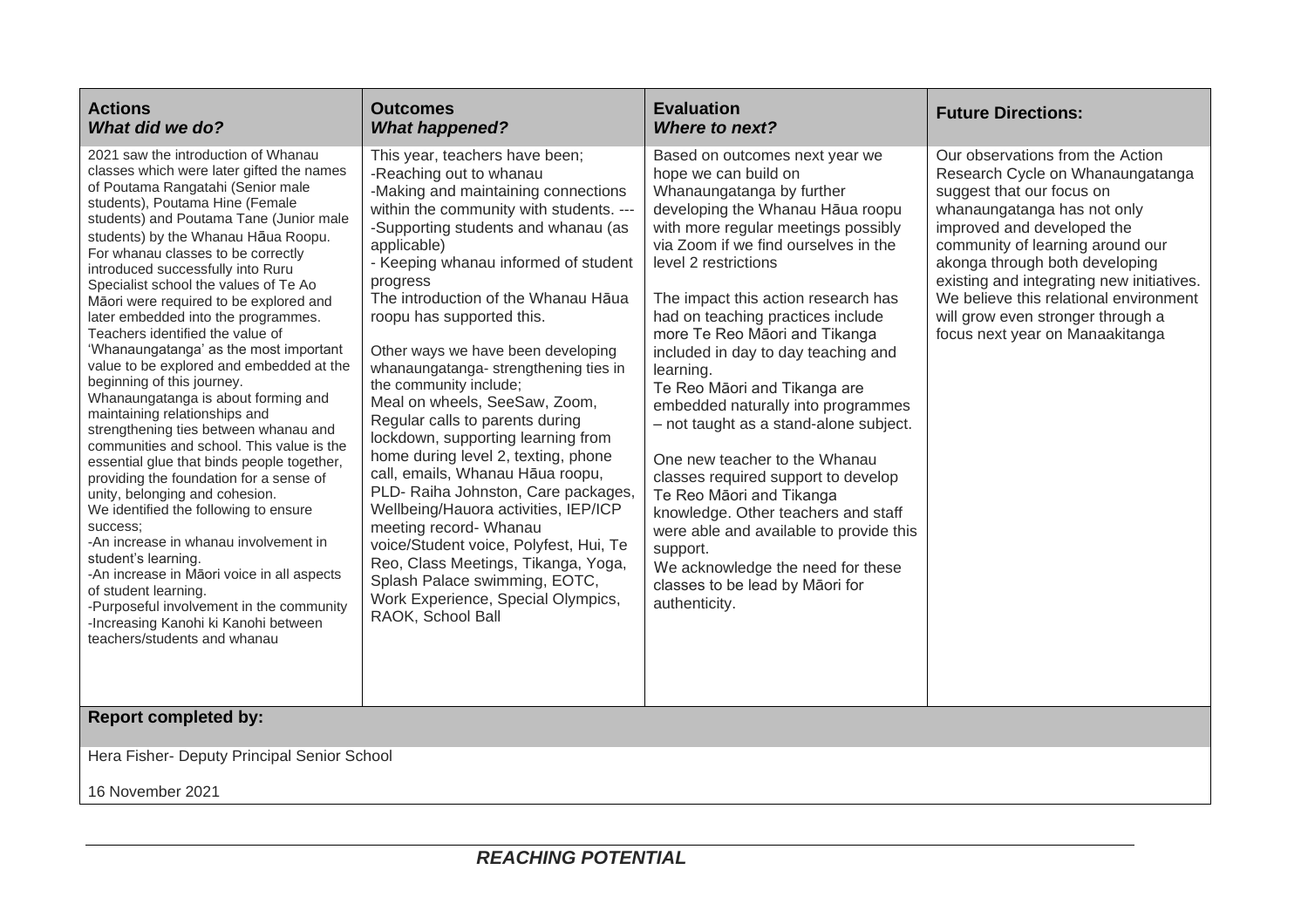| **Actions**<br>***What did we do?*** | **Outcomes**<br>***What happened?*** | **Evaluation**<br>***Where to next?*** | **Future Directions:** |
|---|---|---|---|
| 2021 saw the introduction of Whanau classes which were later gifted the names of Poutama Rangatahi (Senior male students), Poutama Hine (Female students) and Poutama Tane (Junior male students) by the Whanau Hāua Roopu. For whanau classes to be correctly introduced successfully into Ruru Specialist school the values of Te Ao Māori were required to be explored and later embedded into the programmes. Teachers identified the value of 'Whanaungatanga' as the most important value to be explored and embedded at the beginning of this journey. Whanaungatanga is about forming and maintaining relationships and strengthening ties between whanau and communities and school. This value is the essential glue that binds people together, providing the foundation for a sense of unity, belonging and cohesion.<br>We identified the following to ensure success;<br>-An increase in whanau involvement in student's learning.<br>-An increase in Māori voice in all aspects of student learning.<br>-Purposeful involvement in the community<br>-Increasing Kanohi ki Kanohi between teachers/students and whanau | This year, teachers have been;<br>-Reaching out to whanau<br>-Making and maintaining connections within the community with students. ---<br>-Supporting students and whanau (as applicable)<br>- Keeping whanau informed of student progress<br>The introduction of the Whanau Hāua roopu has supported this.<br><br>Other ways we have been developing whanaungatanga- strengthening ties in the community include;<br>Meal on wheels, SeeSaw, Zoom, Regular calls to parents during lockdown, supporting learning from home during level 2, texting, phone call, emails, Whanau Hāua roopu, PLD- Raiha Johnston, Care packages, Wellbeing/Hauora activities, IEP/ICP meeting record- Whanau voice/Student voice, Polyfest, Hui, Te Reo, Class Meetings, Tikanga, Yoga, Splash Palace swimming, EOTC, Work Experience, Special Olympics, RAOK, School Ball | Based on outcomes next year we hope we can build on Whanaungatanga by further developing the Whanau Hāua roopu with more regular meetings possibly via Zoom if we find ourselves in the level 2 restrictions<br><br>The impact this action research has had on teaching practices include more Te Reo Māori and Tikanga included in day to day teaching and learning.<br>Te Reo Māori and Tikanga are embedded naturally into programmes – not taught as a stand-alone subject.<br><br>One new teacher to the Whanau classes required support to develop Te Reo Māori and Tikanga knowledge. Other teachers and staff were able and available to provide this support.<br>We acknowledge the need for these classes to be lead by Māori for authenticity. | Our observations from the Action Research Cycle on Whanaungatanga suggest that our focus on whanaungatanga has not only improved and developed the community of learning around our akonga through both developing existing and integrating new initiatives. We believe this relational environment will grow even stronger through a focus next year on Manaakitanga |

**Report completed by:**

Hera Fisher- Deputy Principal Senior School

16 November 2021